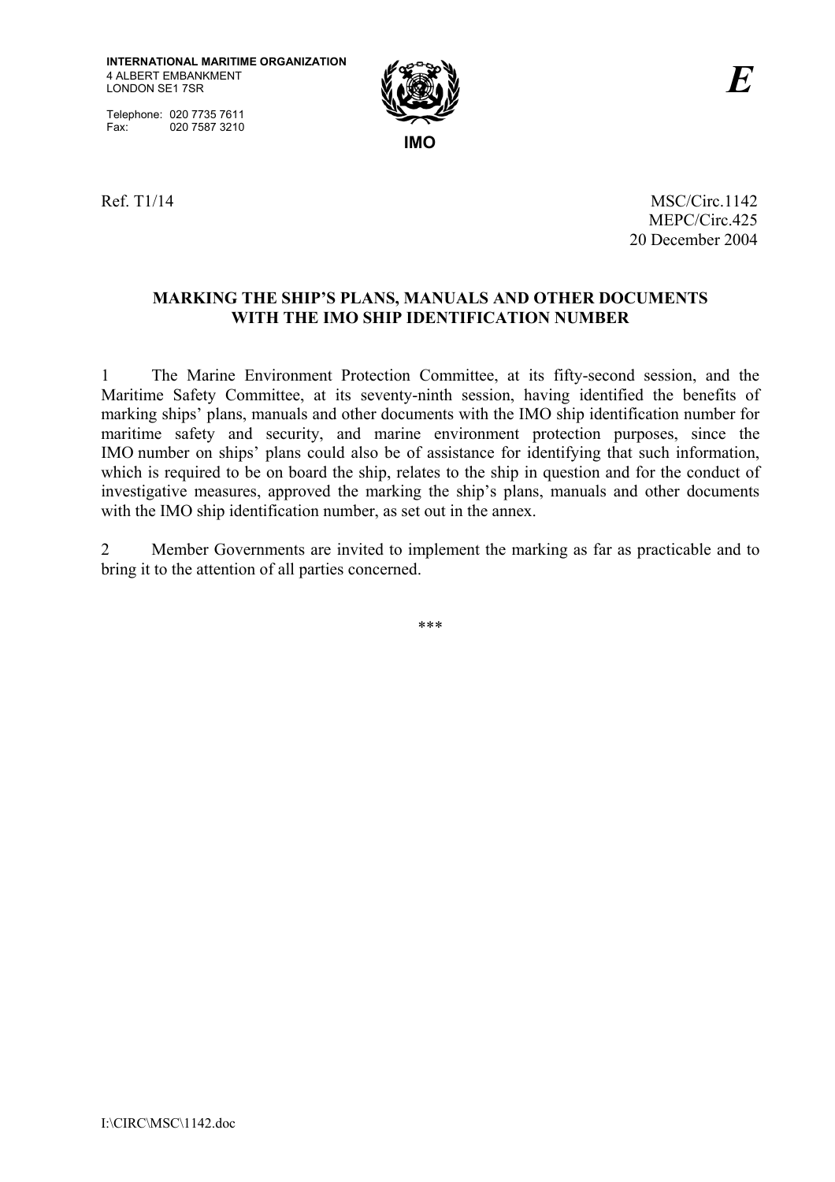INTERNATIONAL MARITIME ORGANIZATION
4 ALBERT EMBANKMENT
LONDON SE1 7SR

Telephone: 020 7735 7611
Fax: 020 7587 3210

IMO

*E*

Ref. T1/14

MSC/Circ.1142
MEPC/Circ.425
20 December 2004

**MARKING THE SHIP'S PLANS, MANUALS AND OTHER DOCUMENTS WITH THE IMO SHIP IDENTIFICATION NUMBER**

1 The Marine Environment Protection Committee, at its fifty-second session, and the Maritime Safety Committee, at its seventy-ninth session, having identified the benefits of marking ships' plans, manuals and other documents with the IMO ship identification number for maritime safety and security, and marine environment protection purposes, since the IMO number on ships' plans could also be of assistance for identifying that such information, which is required to be on board the ship, relates to the ship in question and for the conduct of investigative measures, approved the marking the ship's plans, manuals and other documents with the IMO ship identification number, as set out in the annex.

2 Member Governments are invited to implement the marking as far as practicable and to bring it to the attention of all parties concerned.

\*\*\*

I:\CIRC\MSC\1142.doc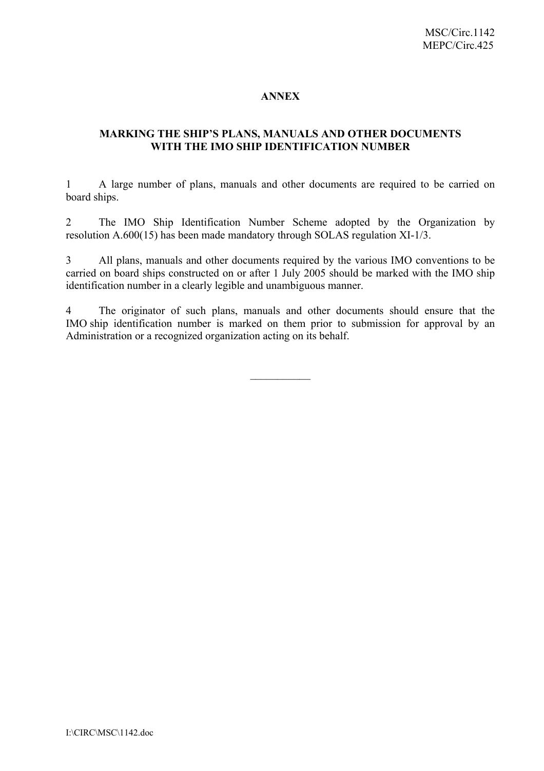## ANNEX

## MARKING THE SHIP'S PLANS, MANUALS AND OTHER DOCUMENTS WITH THE IMO SHIP IDENTIFICATION NUMBER

1 A large number of plans, manuals and other documents are required to be carried on board ships.

2 The IMO Ship Identification Number Scheme adopted by the Organization by resolution A.600(15) has been made mandatory through SOLAS regulation XI-1/3.

3 All plans, manuals and other documents required by the various IMO conventions to be carried on board ships constructed on or after 1 July 2005 should be marked with the IMO ship identification number in a clearly legible and unambiguous manner.

4 The originator of such plans, manuals and other documents should ensure that the IMO ship identification number is marked on them prior to submission for approval by an Administration or a recognized organization acting on its behalf.

___________